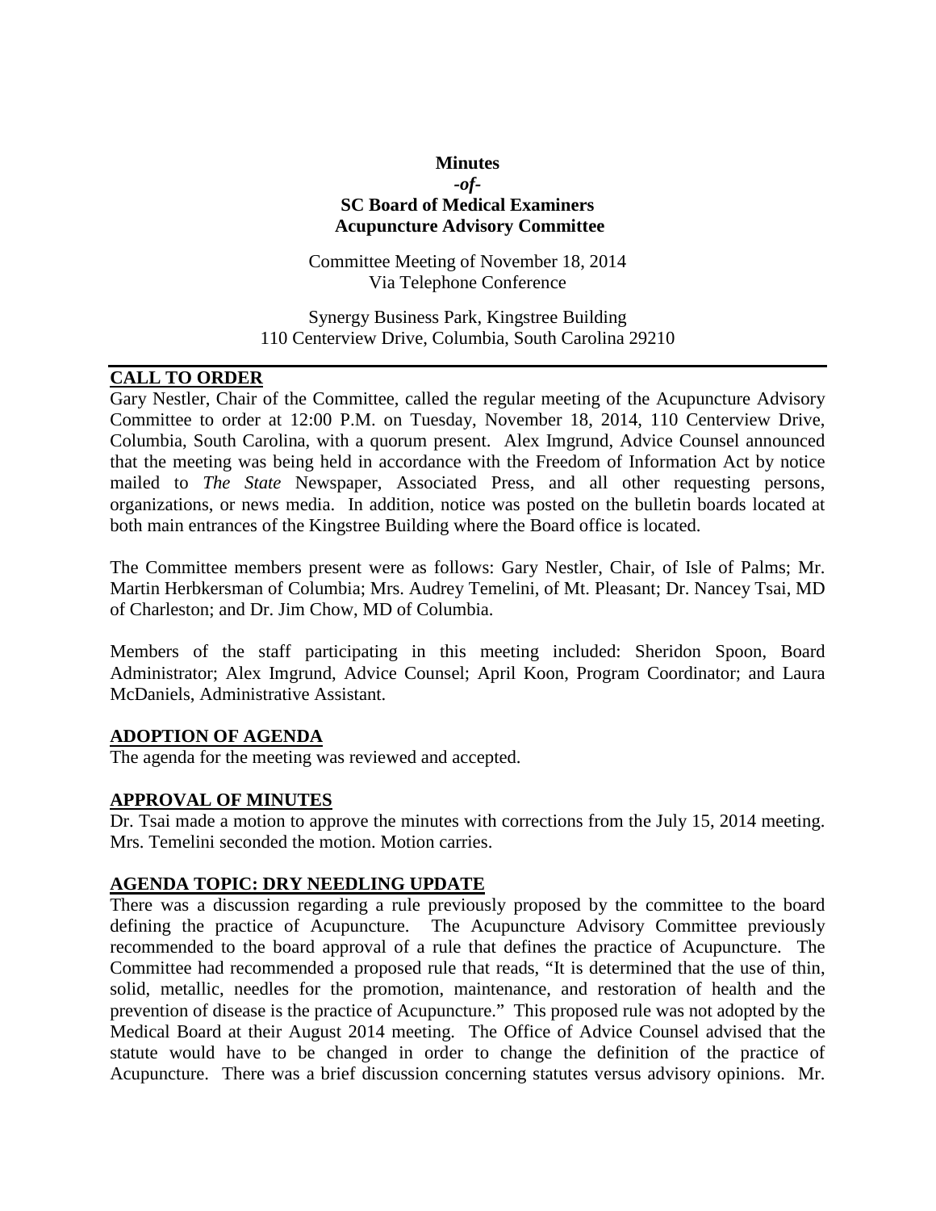**Minutes**

***-of-***

**SC Board of Medical Examiners**
**Acupuncture Advisory Committee**

Committee Meeting of November 18, 2014
Via Telephone Conference

Synergy Business Park, Kingstree Building
110 Centerview Drive, Columbia, South Carolina 29210

## CALL TO ORDER

Gary Nestler, Chair of the Committee, called the regular meeting of the Acupuncture Advisory Committee to order at 12:00 P.M. on Tuesday, November 18, 2014, 110 Centerview Drive, Columbia, South Carolina, with a quorum present. Alex Imgrund, Advice Counsel announced that the meeting was being held in accordance with the Freedom of Information Act by notice mailed to *The State* Newspaper, Associated Press, and all other requesting persons, organizations, or news media. In addition, notice was posted on the bulletin boards located at both main entrances of the Kingstree Building where the Board office is located.

The Committee members present were as follows: Gary Nestler, Chair, of Isle of Palms; Mr. Martin Herbkersman of Columbia; Mrs. Audrey Temelini, of Mt. Pleasant; Dr. Nancey Tsai, MD of Charleston; and Dr. Jim Chow, MD of Columbia.

Members of the staff participating in this meeting included: Sheridon Spoon, Board Administrator; Alex Imgrund, Advice Counsel; April Koon, Program Coordinator; and Laura McDaniels, Administrative Assistant.

## ADOPTION OF AGENDA

The agenda for the meeting was reviewed and accepted.

## APPROVAL OF MINUTES

Dr. Tsai made a motion to approve the minutes with corrections from the July 15, 2014 meeting. Mrs. Temelini seconded the motion. Motion carries.

## AGENDA TOPIC: DRY NEEDLING UPDATE

There was a discussion regarding a rule previously proposed by the committee to the board defining the practice of Acupuncture. The Acupuncture Advisory Committee previously recommended to the board approval of a rule that defines the practice of Acupuncture. The Committee had recommended a proposed rule that reads, "It is determined that the use of thin, solid, metallic, needles for the promotion, maintenance, and restoration of health and the prevention of disease is the practice of Acupuncture." This proposed rule was not adopted by the Medical Board at their August 2014 meeting. The Office of Advice Counsel advised that the statute would have to be changed in order to change the definition of the practice of Acupuncture. There was a brief discussion concerning statutes versus advisory opinions. Mr.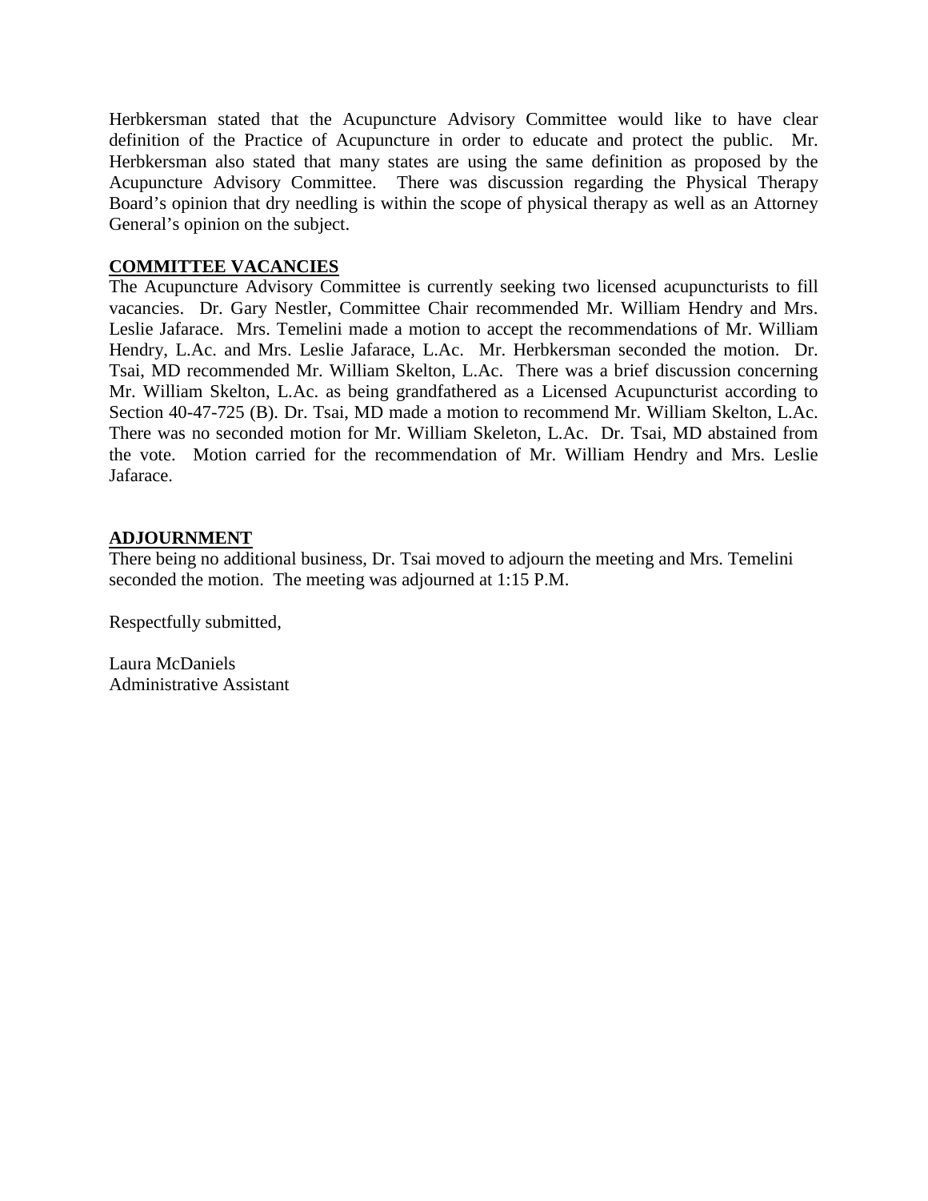Herbkersman stated that the Acupuncture Advisory Committee would like to have clear definition of the Practice of Acupuncture in order to educate and protect the public. Mr. Herbkersman also stated that many states are using the same definition as proposed by the Acupuncture Advisory Committee. There was discussion regarding the Physical Therapy Board's opinion that dry needling is within the scope of physical therapy as well as an Attorney General's opinion on the subject.

## COMMITTEE VACANCIES

The Acupuncture Advisory Committee is currently seeking two licensed acupuncturists to fill vacancies. Dr. Gary Nestler, Committee Chair recommended Mr. William Hendry and Mrs. Leslie Jafarace. Mrs. Temelini made a motion to accept the recommendations of Mr. William Hendry, L.Ac. and Mrs. Leslie Jafarace, L.Ac. Mr. Herbkersman seconded the motion. Dr. Tsai, MD recommended Mr. William Skelton, L.Ac. There was a brief discussion concerning Mr. William Skelton, L.Ac. as being grandfathered as a Licensed Acupuncturist according to Section 40-47-725 (B). Dr. Tsai, MD made a motion to recommend Mr. William Skelton, L.Ac. There was no seconded motion for Mr. William Skeleton, L.Ac. Dr. Tsai, MD abstained from the vote. Motion carried for the recommendation of Mr. William Hendry and Mrs. Leslie Jafarace.

## ADJOURNMENT

There being no additional business, Dr. Tsai moved to adjourn the meeting and Mrs. Temelini seconded the motion. The meeting was adjourned at 1:15 P.M.

Respectfully submitted,

Laura McDaniels
Administrative Assistant